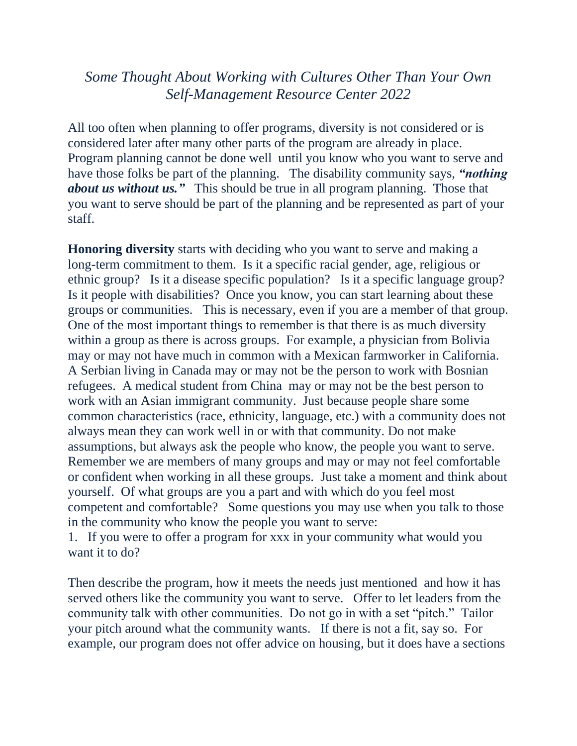*Some Thought About Working with Cultures Other Than Your Own*
*Self-Management Resource Center 2022*

All too often when planning to offer programs, diversity is not considered or is considered later after many other parts of the program are already in place. Program planning cannot be done well until you know who you want to serve and have those folks be part of the planning. The disability community says, ***"nothing about us without us."*** This should be true in all program planning. Those that you want to serve should be part of the planning and be represented as part of your staff.

**Honoring diversity** starts with deciding who you want to serve and making a long-term commitment to them. Is it a specific racial gender, age, religious or ethnic group? Is it a disease specific population? Is it a specific language group? Is it people with disabilities? Once you know, you can start learning about these groups or communities. This is necessary, even if you are a member of that group. One of the most important things to remember is that there is as much diversity within a group as there is across groups. For example, a physician from Bolivia may or may not have much in common with a Mexican farmworker in California. A Serbian living in Canada may or may not be the person to work with Bosnian refugees. A medical student from China may or may not be the best person to work with an Asian immigrant community. Just because people share some common characteristics (race, ethnicity, language, etc.) with a community does not always mean they can work well in or with that community. Do not make assumptions, but always ask the people who know, the people you want to serve. Remember we are members of many groups and may or may not feel comfortable or confident when working in all these groups. Just take a moment and think about yourself. Of what groups are you a part and with which do you feel most competent and comfortable? Some questions you may use when you talk to those in the community who know the people you want to serve:

1. If you were to offer a program for xxx in your community what would you want it to do?

Then describe the program, how it meets the needs just mentioned and how it has served others like the community you want to serve. Offer to let leaders from the community talk with other communities. Do not go in with a set "pitch." Tailor your pitch around what the community wants. If there is not a fit, say so. For example, our program does not offer advice on housing, but it does have a sections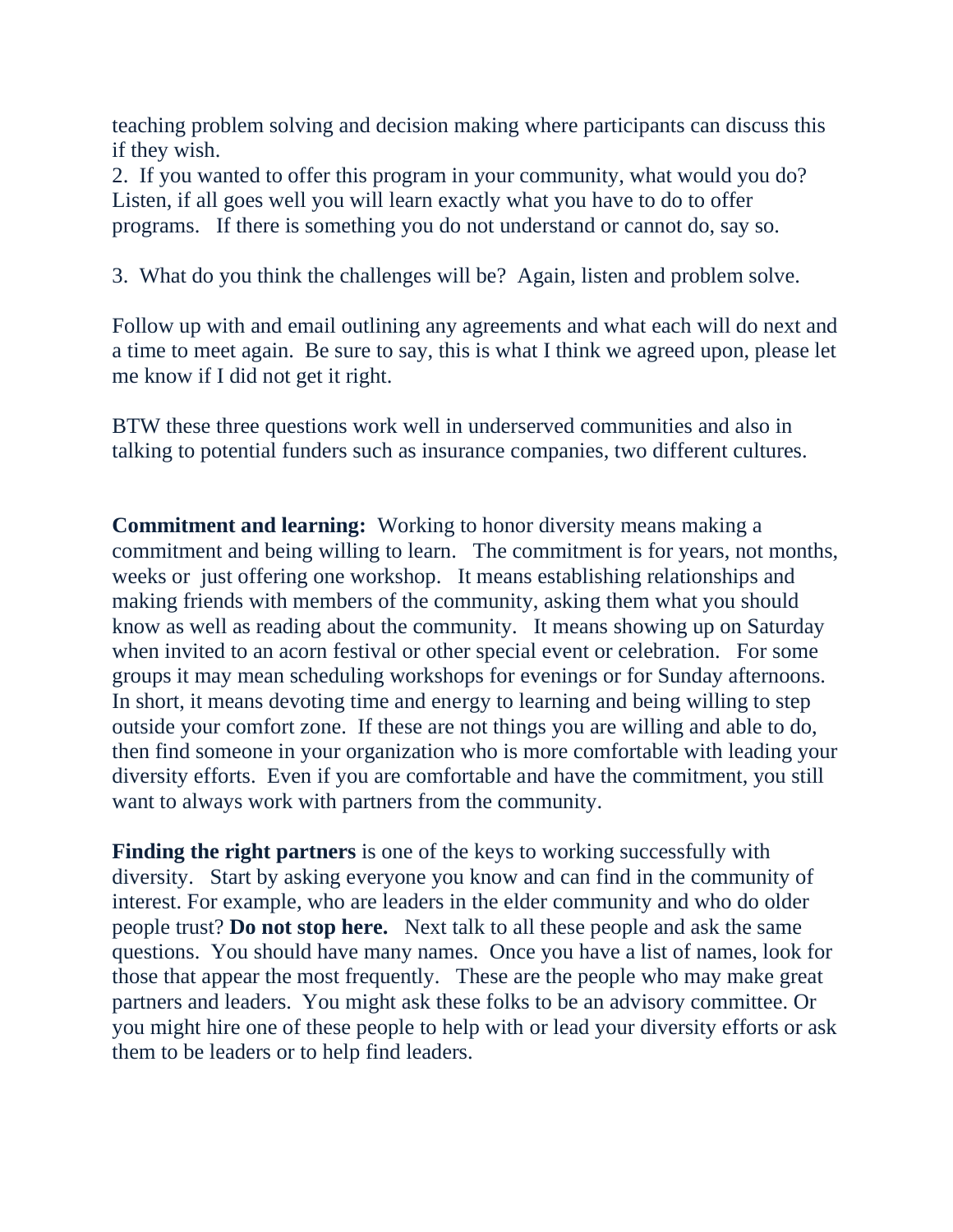teaching problem solving and decision making where participants can discuss this if they wish.

2. If you wanted to offer this program in your community, what would you do? Listen, if all goes well you will learn exactly what you have to do to offer programs. If there is something you do not understand or cannot do, say so.

3. What do you think the challenges will be? Again, listen and problem solve.

Follow up with and email outlining any agreements and what each will do next and a time to meet again. Be sure to say, this is what I think we agreed upon, please let me know if I did not get it right.

BTW these three questions work well in underserved communities and also in talking to potential funders such as insurance companies, two different cultures.

**Commitment and learning:** Working to honor diversity means making a commitment and being willing to learn. The commitment is for years, not months, weeks or just offering one workshop. It means establishing relationships and making friends with members of the community, asking them what you should know as well as reading about the community. It means showing up on Saturday when invited to an acorn festival or other special event or celebration. For some groups it may mean scheduling workshops for evenings or for Sunday afternoons. In short, it means devoting time and energy to learning and being willing to step outside your comfort zone. If these are not things you are willing and able to do, then find someone in your organization who is more comfortable with leading your diversity efforts. Even if you are comfortable and have the commitment, you still want to always work with partners from the community.

**Finding the right partners** is one of the keys to working successfully with diversity. Start by asking everyone you know and can find in the community of interest. For example, who are leaders in the elder community and who do older people trust? **Do not stop here.** Next talk to all these people and ask the same questions. You should have many names. Once you have a list of names, look for those that appear the most frequently. These are the people who may make great partners and leaders. You might ask these folks to be an advisory committee. Or you might hire one of these people to help with or lead your diversity efforts or ask them to be leaders or to help find leaders.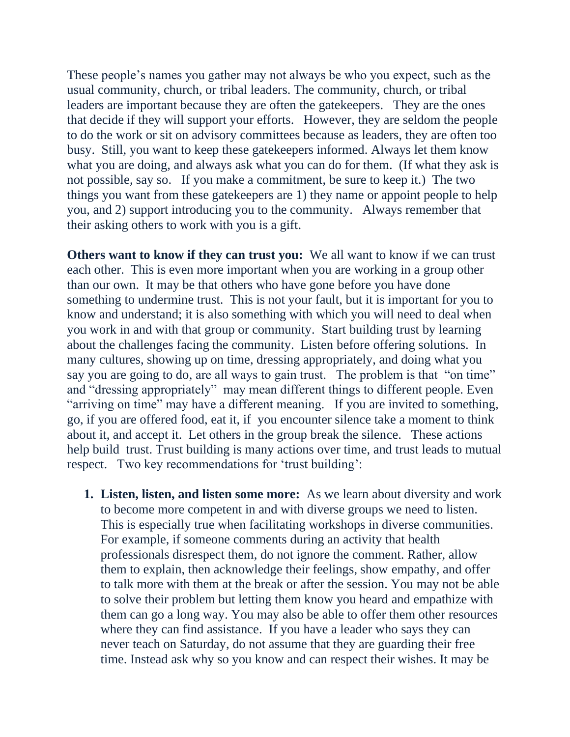These people's names you gather may not always be who you expect, such as the usual community, church, or tribal leaders. The community, church, or tribal leaders are important because they are often the gatekeepers. They are the ones that decide if they will support your efforts. However, they are seldom the people to do the work or sit on advisory committees because as leaders, they are often too busy. Still, you want to keep these gatekeepers informed. Always let them know what you are doing, and always ask what you can do for them. (If what they ask is not possible, say so. If you make a commitment, be sure to keep it.) The two things you want from these gatekeepers are 1) they name or appoint people to help you, and 2) support introducing you to the community. Always remember that their asking others to work with you is a gift.

**Others want to know if they can trust you:** We all want to know if we can trust each other. This is even more important when you are working in a group other than our own. It may be that others who have gone before you have done something to undermine trust. This is not your fault, but it is important for you to know and understand; it is also something with which you will need to deal when you work in and with that group or community. Start building trust by learning about the challenges facing the community. Listen before offering solutions. In many cultures, showing up on time, dressing appropriately, and doing what you say you are going to do, are all ways to gain trust. The problem is that "on time" and "dressing appropriately" may mean different things to different people. Even "arriving on time" may have a different meaning. If you are invited to something, go, if you are offered food, eat it, if you encounter silence take a moment to think about it, and accept it. Let others in the group break the silence. These actions help build trust. Trust building is many actions over time, and trust leads to mutual respect. Two key recommendations for 'trust building':

1. **Listen, listen, and listen some more:** As we learn about diversity and work to become more competent in and with diverse groups we need to listen. This is especially true when facilitating workshops in diverse communities. For example, if someone comments during an activity that health professionals disrespect them, do not ignore the comment. Rather, allow them to explain, then acknowledge their feelings, show empathy, and offer to talk more with them at the break or after the session. You may not be able to solve their problem but letting them know you heard and empathize with them can go a long way. You may also be able to offer them other resources where they can find assistance. If you have a leader who says they can never teach on Saturday, do not assume that they are guarding their free time. Instead ask why so you know and can respect their wishes. It may be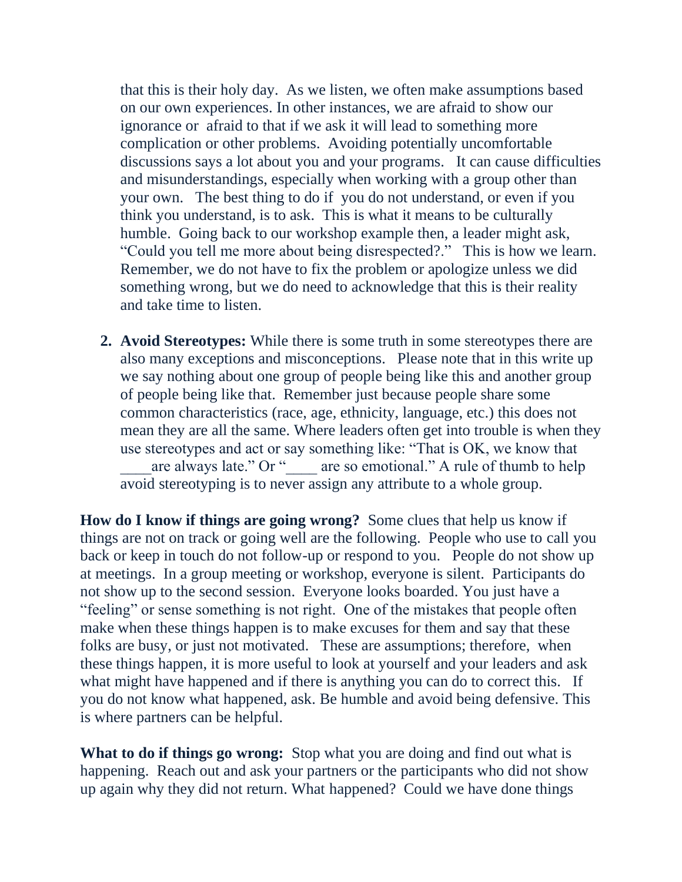that this is their holy day. As we listen, we often make assumptions based on our own experiences. In other instances, we are afraid to show our ignorance or afraid to that if we ask it will lead to something more complication or other problems. Avoiding potentially uncomfortable discussions says a lot about you and your programs. It can cause difficulties and misunderstandings, especially when working with a group other than your own. The best thing to do if you do not understand, or even if you think you understand, is to ask. This is what it means to be culturally humble. Going back to our workshop example then, a leader might ask, "Could you tell me more about being disrespected?." This is how we learn. Remember, we do not have to fix the problem or apologize unless we did something wrong, but we do need to acknowledge that this is their reality and take time to listen.

2. **Avoid Stereotypes:** While there is some truth in some stereotypes there are also many exceptions and misconceptions. Please note that in this write up we say nothing about one group of people being like this and another group of people being like that. Remember just because people share some common characteristics (race, age, ethnicity, language, etc.) this does not mean they are all the same. Where leaders often get into trouble is when they use stereotypes and act or say something like: "That is OK, we know that ____are always late." Or "____ are so emotional." A rule of thumb to help avoid stereotyping is to never assign any attribute to a whole group.

**How do I know if things are going wrong?** Some clues that help us know if things are not on track or going well are the following. People who use to call you back or keep in touch do not follow-up or respond to you. People do not show up at meetings. In a group meeting or workshop, everyone is silent. Participants do not show up to the second session. Everyone looks boarded. You just have a "feeling" or sense something is not right. One of the mistakes that people often make when these things happen is to make excuses for them and say that these folks are busy, or just not motivated. These are assumptions; therefore, when these things happen, it is more useful to look at yourself and your leaders and ask what might have happened and if there is anything you can do to correct this. If you do not know what happened, ask. Be humble and avoid being defensive. This is where partners can be helpful.

**What to do if things go wrong:** Stop what you are doing and find out what is happening. Reach out and ask your partners or the participants who did not show up again why they did not return. What happened? Could we have done things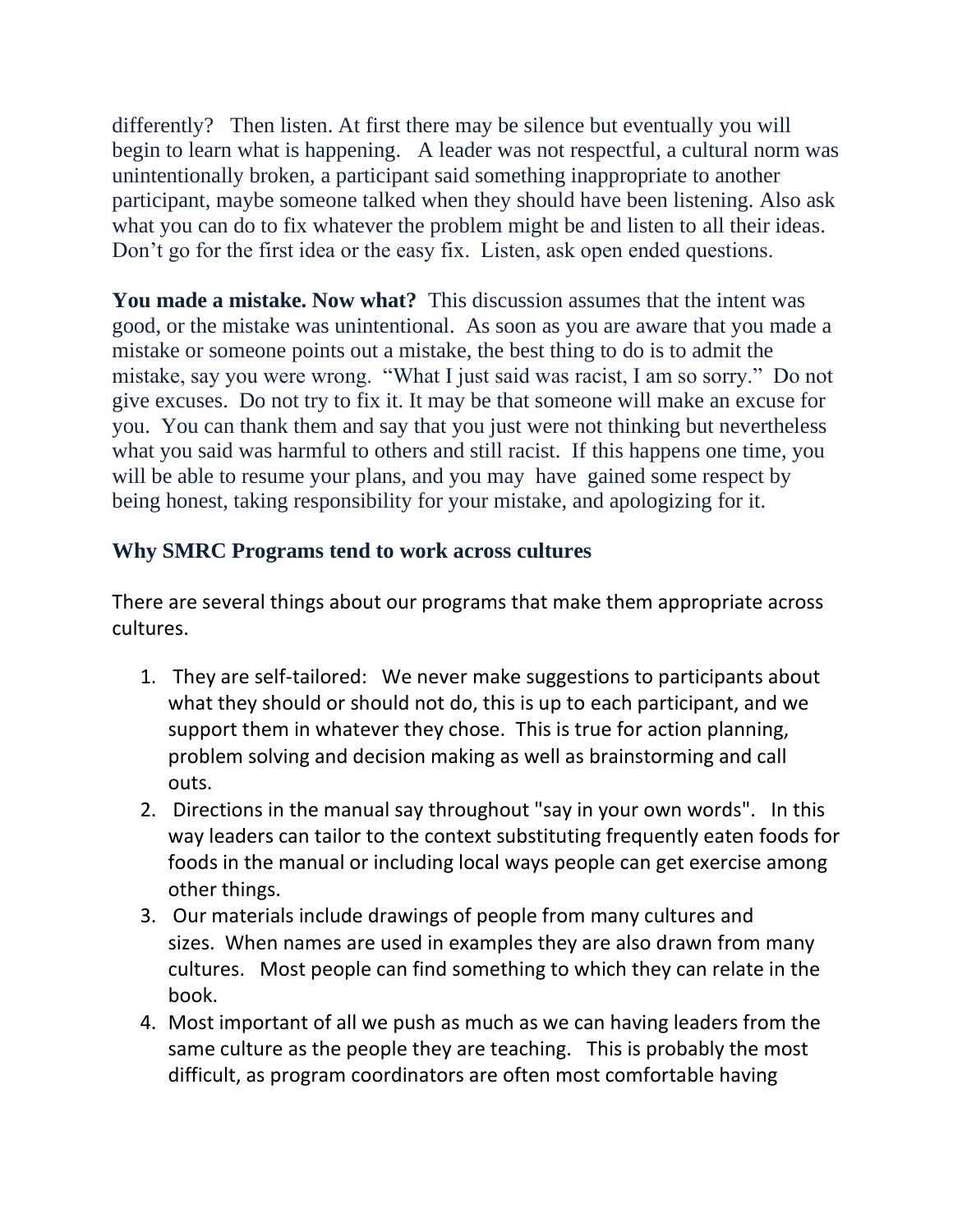differently? Then listen. At first there may be silence but eventually you will begin to learn what is happening. A leader was not respectful, a cultural norm was unintentionally broken, a participant said something inappropriate to another participant, maybe someone talked when they should have been listening. Also ask what you can do to fix whatever the problem might be and listen to all their ideas. Don't go for the first idea or the easy fix. Listen, ask open ended questions.

**You made a mistake. Now what?** This discussion assumes that the intent was good, or the mistake was unintentional. As soon as you are aware that you made a mistake or someone points out a mistake, the best thing to do is to admit the mistake, say you were wrong. "What I just said was racist, I am so sorry." Do not give excuses. Do not try to fix it. It may be that someone will make an excuse for you. You can thank them and say that you just were not thinking but nevertheless what you said was harmful to others and still racist. If this happens one time, you will be able to resume your plans, and you may have gained some respect by being honest, taking responsibility for your mistake, and apologizing for it.

### Why SMRC Programs tend to work across cultures

There are several things about our programs that make them appropriate across cultures.

1. They are self-tailored: We never make suggestions to participants about what they should or should not do, this is up to each participant, and we support them in whatever they chose. This is true for action planning, problem solving and decision making as well as brainstorming and call outs.
2. Directions in the manual say throughout "say in your own words". In this way leaders can tailor to the context substituting frequently eaten foods for foods in the manual or including local ways people can get exercise among other things.
3. Our materials include drawings of people from many cultures and sizes. When names are used in examples they are also drawn from many cultures. Most people can find something to which they can relate in the book.
4. Most important of all we push as much as we can having leaders from the same culture as the people they are teaching. This is probably the most difficult, as program coordinators are often most comfortable having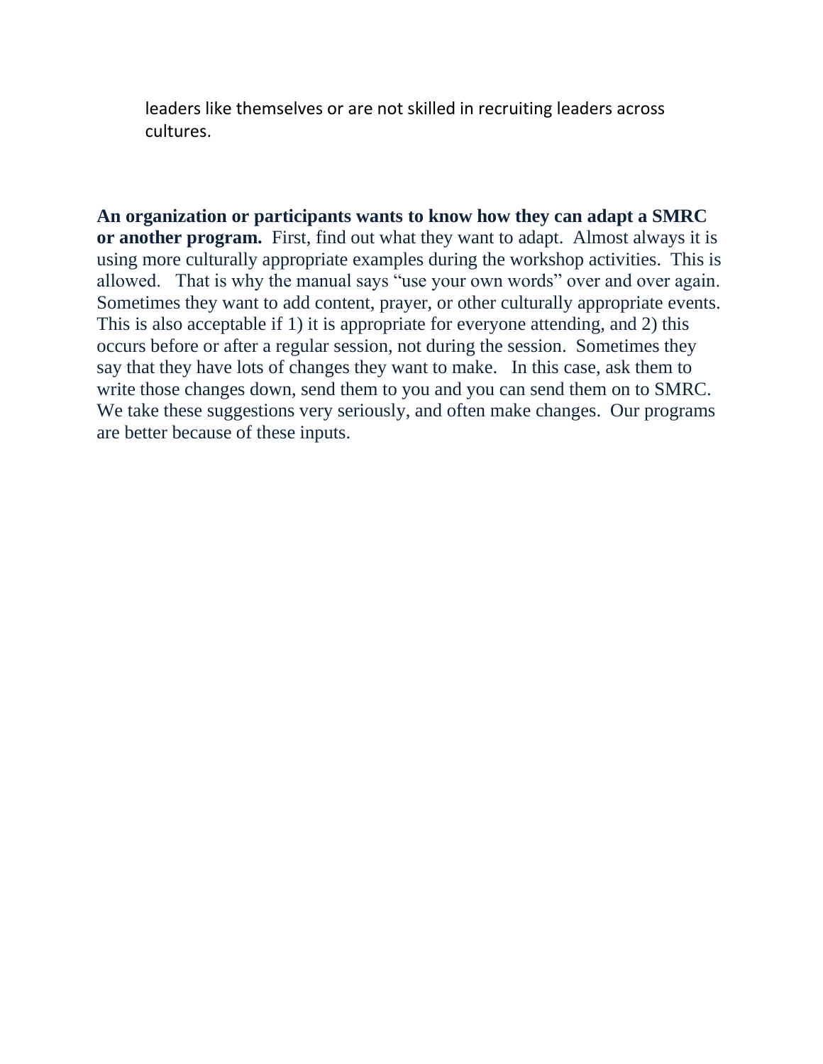leaders like themselves or are not skilled in recruiting leaders across cultures.

**An organization or participants wants to know how they can adapt a SMRC or another program.** First, find out what they want to adapt. Almost always it is using more culturally appropriate examples during the workshop activities. This is allowed. That is why the manual says "use your own words" over and over again. Sometimes they want to add content, prayer, or other culturally appropriate events. This is also acceptable if 1) it is appropriate for everyone attending, and 2) this occurs before or after a regular session, not during the session. Sometimes they say that they have lots of changes they want to make. In this case, ask them to write those changes down, send them to you and you can send them on to SMRC. We take these suggestions very seriously, and often make changes. Our programs are better because of these inputs.